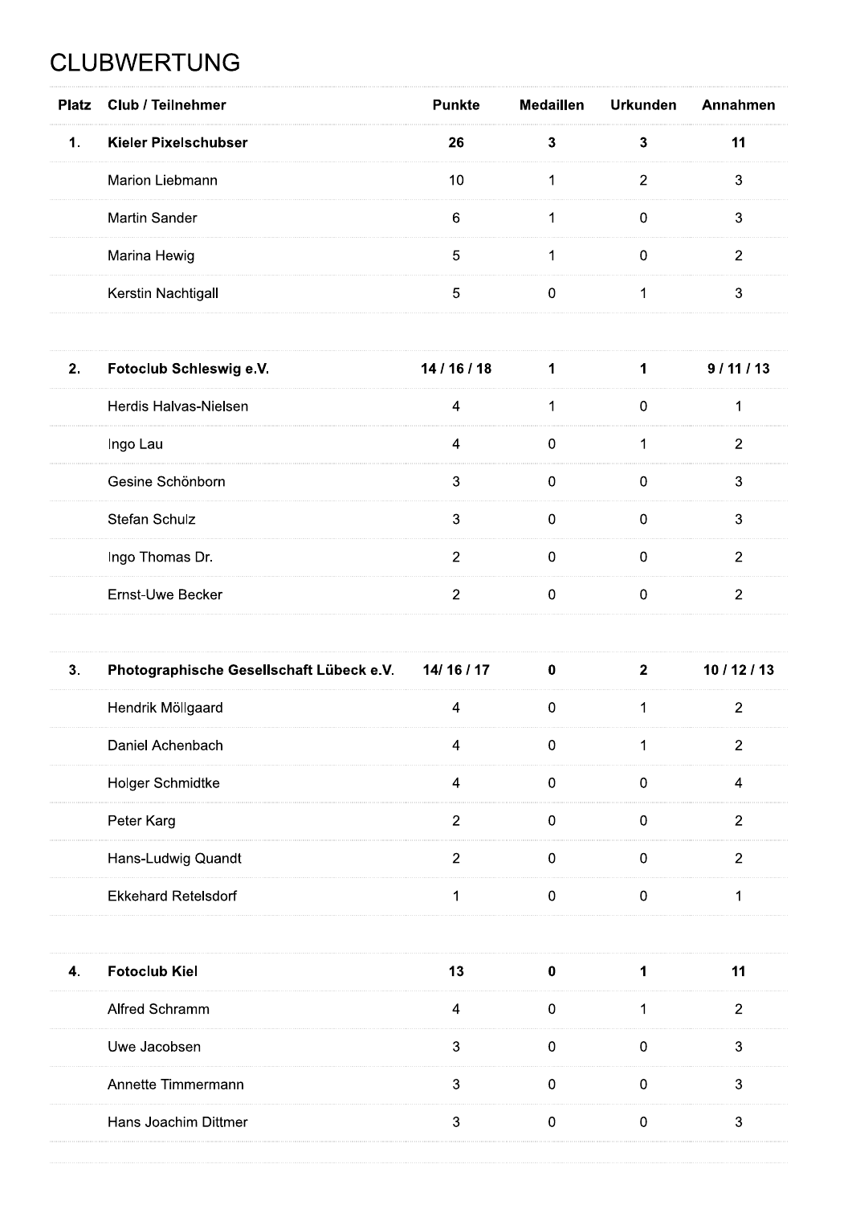# CLUBWERTUNG

| Platz | Club / Teilnehmer | Punkte | Medaillen | Urkunden | Annahmen |
|---|---|---|---|---|---|
| **1.** | **Kieler Pixelschubser** | **26** | **3** | **3** | **11** |
| | Marion Liebmann | 10 | 1 | 2 | 3 |
| | Martin Sander | 6 | 1 | 0 | 3 |
| | Marina Hewig | 5 | 1 | 0 | 2 |
| | Kerstin Nachtigall | 5 | 0 | 1 | 3 |
| | | | | | |
| **2.** | **Fotoclub Schleswig e.V.** | **14 / 16 / 18** | **1** | **1** | **9 / 11 / 13** |
| | Herdis Halvas-Nielsen | 4 | 1 | 0 | 1 |
| | Ingo Lau | 4 | 0 | 1 | 2 |
| | Gesine Schönborn | 3 | 0 | 0 | 3 |
| | Stefan Schulz | 3 | 0 | 0 | 3 |
| | Ingo Thomas Dr. | 2 | 0 | 0 | 2 |
| | Ernst-Uwe Becker | 2 | 0 | 0 | 2 |
| | | | | | |
| **3.** | **Photographische Gesellschaft Lübeck e.V.** | **14/ 16 / 17** | **0** | **2** | **10 / 12 / 13** |
| | Hendrik Möllgaard | 4 | 0 | 1 | 2 |
| | Daniel Achenbach | 4 | 0 | 1 | 2 |
| | Holger Schmidtke | 4 | 0 | 0 | 4 |
| | Peter Karg | 2 | 0 | 0 | 2 |
| | Hans-Ludwig Quandt | 2 | 0 | 0 | 2 |
| | Ekkehard Retelsdorf | 1 | 0 | 0 | 1 |
| | | | | | |
| **4.** | **Fotoclub Kiel** | **13** | **0** | **1** | **11** |
| | Alfred Schramm | 4 | 0 | 1 | 2 |
| | Uwe Jacobsen | 3 | 0 | 0 | 3 |
| | Annette Timmermann | 3 | 0 | 0 | 3 |
| | Hans Joachim Dittmer | 3 | 0 | 0 | 3 |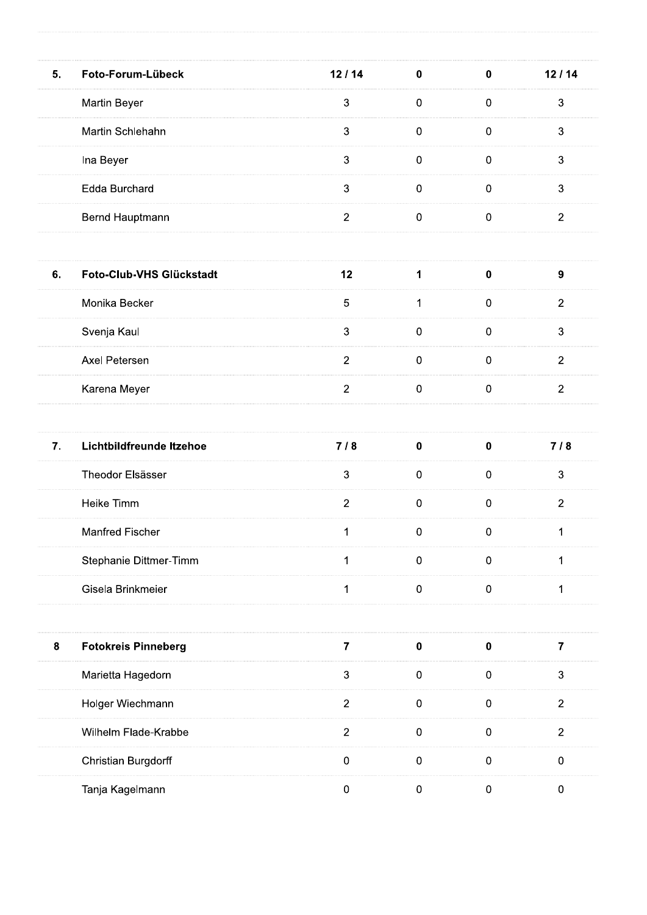| | | | | | |
|---|---|---|---|---|---|
| **5.** | **Foto-Forum-Lübeck** | **12 / 14** | **0** | **0** | **12 / 14** |
| | Martin Beyer | 3 | 0 | 0 | 3 |
| | Martin Schlehahn | 3 | 0 | 0 | 3 |
| | Ina Beyer | 3 | 0 | 0 | 3 |
| | Edda Burchard | 3 | 0 | 0 | 3 |
| | Bernd Hauptmann | 2 | 0 | 0 | 2 |
| | | | | | |
| **6.** | **Foto-Club-VHS Glückstadt** | **12** | **1** | **0** | **9** |
| | Monika Becker | 5 | 1 | 0 | 2 |
| | Svenja Kaul | 3 | 0 | 0 | 3 |
| | Axel Petersen | 2 | 0 | 0 | 2 |
| | Karena Meyer | 2 | 0 | 0 | 2 |
| | | | | | |
| **7.** | **Lichtbildfreunde Itzehoe** | **7 / 8** | **0** | **0** | **7 / 8** |
| | Theodor Elsässer | 3 | 0 | 0 | 3 |
| | Heike Timm | 2 | 0 | 0 | 2 |
| | Manfred Fischer | 1 | 0 | 0 | 1 |
| | Stephanie Dittmer-Timm | 1 | 0 | 0 | 1 |
| | Gisela Brinkmeier | 1 | 0 | 0 | 1 |
| | | | | | |
| **8** | **Fotokreis Pinneberg** | **7** | **0** | **0** | **7** |
| | Marietta Hagedorn | 3 | 0 | 0 | 3 |
| | Holger Wiechmann | 2 | 0 | 0 | 2 |
| | Wilhelm Flade-Krabbe | 2 | 0 | 0 | 2 |
| | Christian Burgdorff | 0 | 0 | 0 | 0 |
| | Tanja Kagelmann | 0 | 0 | 0 | 0 |